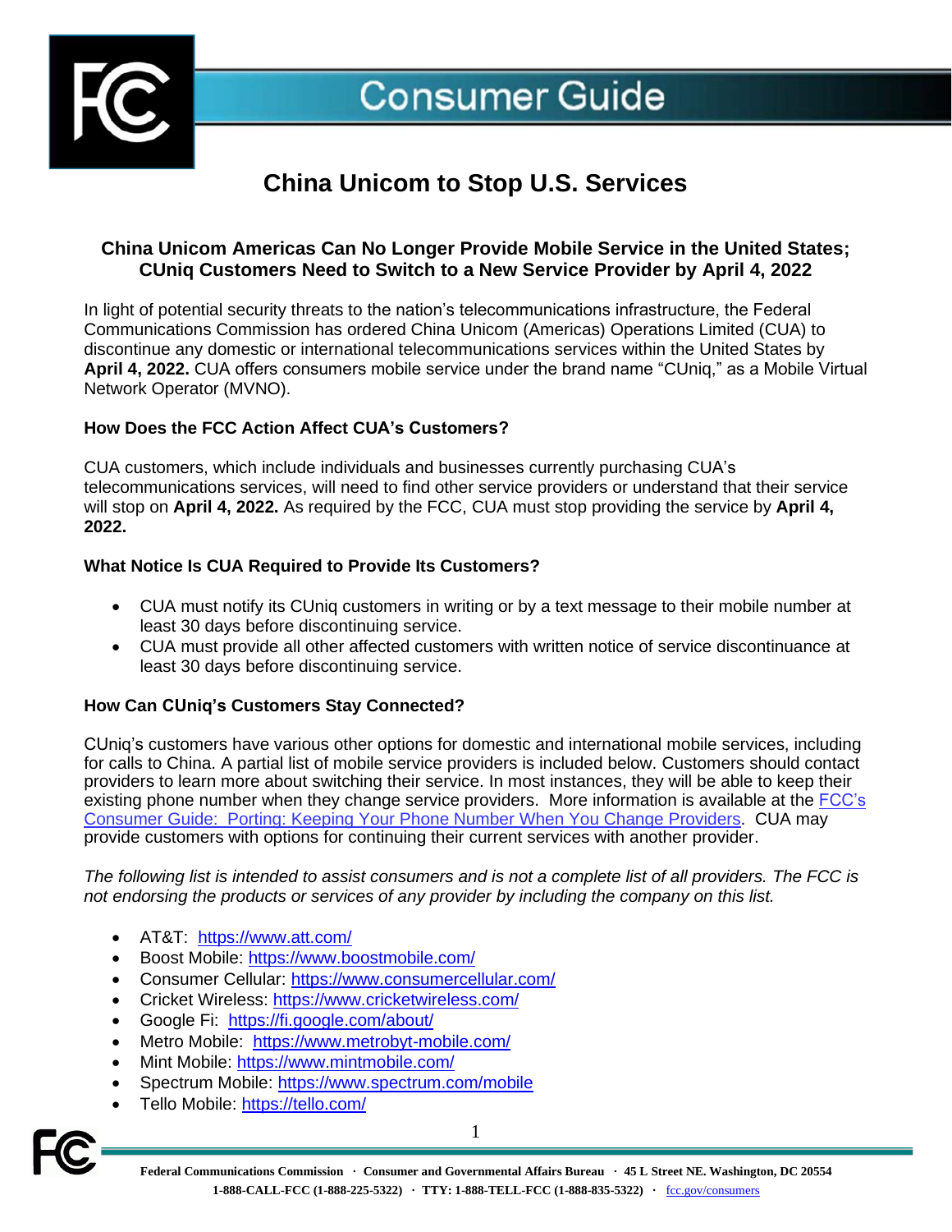# Consumer Guide

## China Unicom to Stop U.S. Services

### China Unicom Americas Can No Longer Provide Mobile Service in the United States; CUniq Customers Need to Switch to a New Service Provider by April 4, 2022

In light of potential security threats to the nation's telecommunications infrastructure, the Federal Communications Commission has ordered China Unicom (Americas) Operations Limited (CUA) to discontinue any domestic or international telecommunications services within the United States by **April 4, 2022.** CUA offers consumers mobile service under the brand name "CUniq," as a Mobile Virtual Network Operator (MVNO).

**How Does the FCC Action Affect CUA's Customers?**

CUA customers, which include individuals and businesses currently purchasing CUA's telecommunications services, will need to find other service providers or understand that their service will stop on **April 4, 2022.** As required by the FCC, CUA must stop providing the service by **April 4, 2022.**

**What Notice Is CUA Required to Provide Its Customers?**

- CUA must notify its CUniq customers in writing or by a text message to their mobile number at least 30 days before discontinuing service.
- CUA must provide all other affected customers with written notice of service discontinuance at least 30 days before discontinuing service.

**How Can CUniq's Customers Stay Connected?**

CUniq's customers have various other options for domestic and international mobile services, including for calls to China. A partial list of mobile service providers is included below. Customers should contact providers to learn more about switching their service. In most instances, they will be able to keep their existing phone number when they change service providers. More information is available at the FCC's Consumer Guide: Porting: Keeping Your Phone Number When You Change Providers. CUA may provide customers with options for continuing their current services with another provider.

*The following list is intended to assist consumers and is not a complete list of all providers. The FCC is not endorsing the products or services of any provider by including the company on this list.*

- AT&T: https://www.att.com/
- Boost Mobile: https://www.boostmobile.com/
- Consumer Cellular: https://www.consumercellular.com/
- Cricket Wireless: https://www.cricketwireless.com/
- Google Fi: https://fi.google.com/about/
- Metro Mobile: https://www.metrobyt-mobile.com/
- Mint Mobile: https://www.mintmobile.com/
- Spectrum Mobile: https://www.spectrum.com/mobile
- Tello Mobile: https://tello.com/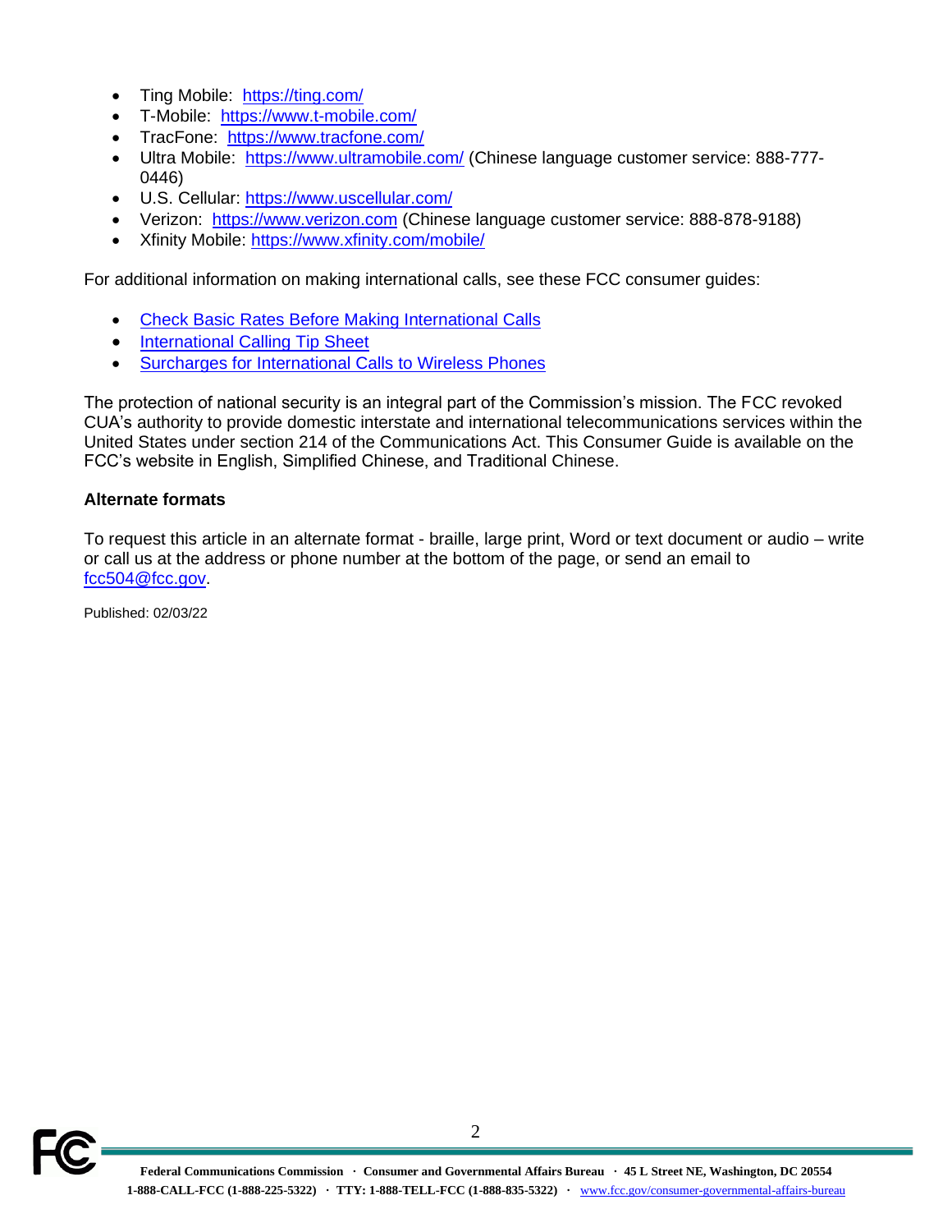- Ting Mobile: https://ting.com/
- T-Mobile: https://www.t-mobile.com/
- TracFone: https://www.tracfone.com/
- Ultra Mobile: https://www.ultramobile.com/ (Chinese language customer service: 888-777-0446)
- U.S. Cellular: https://www.uscellular.com/
- Verizon: https://www.verizon.com (Chinese language customer service: 888-878-9188)
- Xfinity Mobile: https://www.xfinity.com/mobile/

For additional information on making international calls, see these FCC consumer guides:

- Check Basic Rates Before Making International Calls
- International Calling Tip Sheet
- Surcharges for International Calls to Wireless Phones

The protection of national security is an integral part of the Commission's mission. The FCC revoked CUA's authority to provide domestic interstate and international telecommunications services within the United States under section 214 of the Communications Act. This Consumer Guide is available on the FCC's website in English, Simplified Chinese, and Traditional Chinese.

**Alternate formats**

To request this article in an alternate format - braille, large print, Word or text document or audio – write or call us at the address or phone number at the bottom of the page, or send an email to fcc504@fcc.gov.

Published: 02/03/22